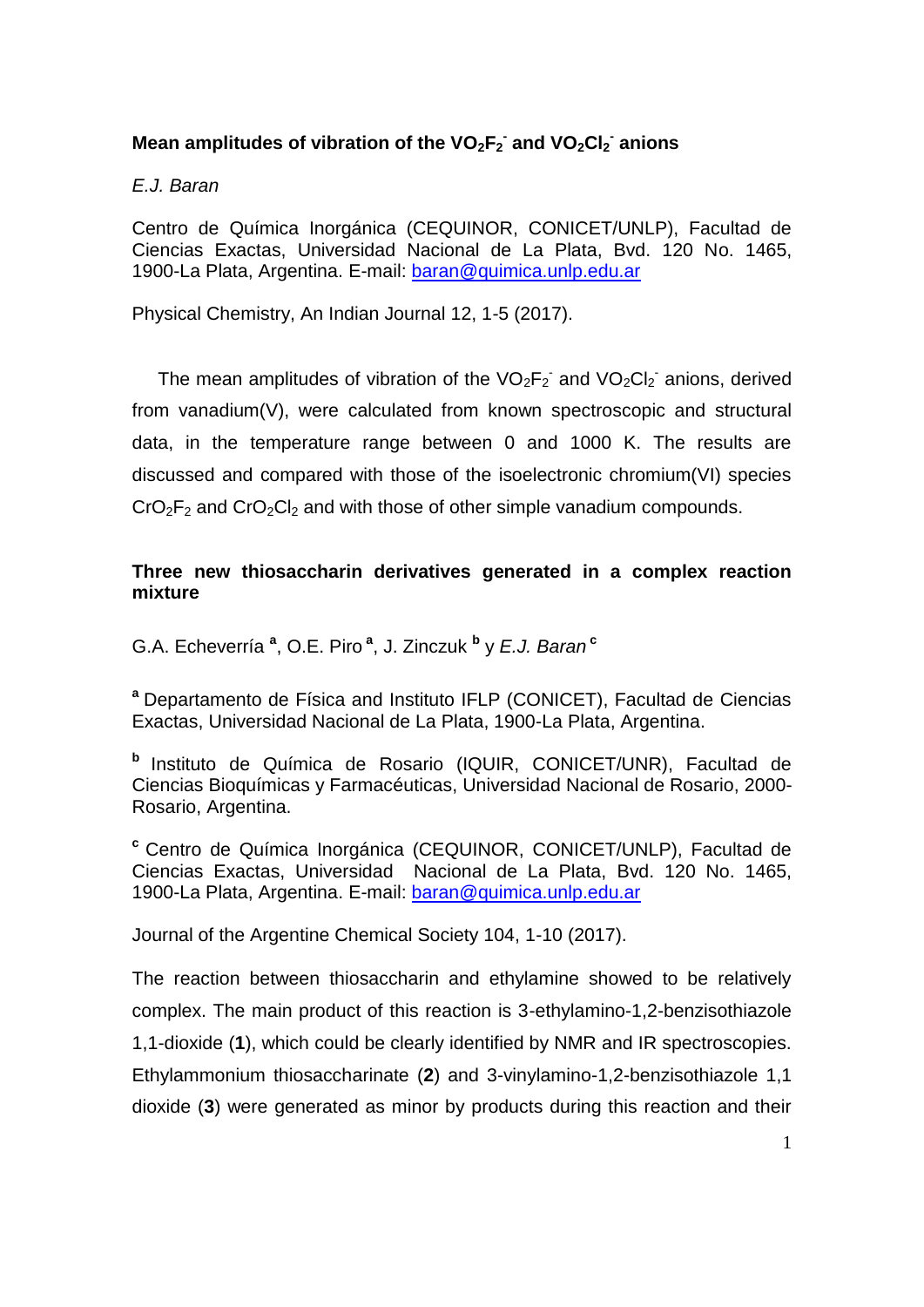**Mean amplitudes of vibration of the $VO_2F_2^-$ and $VO_2Cl_2^-$ anions**

*E.J. Baran*

Centro de Química Inorgánica (CEQUINOR, CONICET/UNLP), Facultad de Ciencias Exactas, Universidad Nacional de La Plata, Bvd. 120 No. 1465, 1900-La Plata, Argentina. E-mail: baran@quimica.unlp.edu.ar

Physical Chemistry, An Indian Journal 12, 1-5 (2017).

The mean amplitudes of vibration of the $VO_2F_2^-$ and $VO_2Cl_2^-$ anions, derived from vanadium(V), were calculated from known spectroscopic and structural data, in the temperature range between 0 and 1000 K. The results are discussed and compared with those of the isoelectronic chromium(VI) species $CrO_2F_2$ and $CrO_2Cl_2$ and with those of other simple vanadium compounds.

**Three new thiosaccharin derivatives generated in a complex reaction mixture**

G.A. Echeverría [a], O.E. Piro [a], J. Zinczuk [b] y *E.J. Baran* [c]

[a] Departamento de Física and Instituto IFLP (CONICET), Facultad de Ciencias Exactas, Universidad Nacional de La Plata, 1900-La Plata, Argentina.

[b] Instituto de Química de Rosario (IQUIR, CONICET/UNR), Facultad de Ciencias Bioquímicas y Farmacéuticas, Universidad Nacional de Rosario, 2000-Rosario, Argentina.

[c] Centro de Química Inorgánica (CEQUINOR, CONICET/UNLP), Facultad de Ciencias Exactas, Universidad Nacional de La Plata, Bvd. 120 No. 1465, 1900-La Plata, Argentina. E-mail: baran@quimica.unlp.edu.ar

Journal of the Argentine Chemical Society 104, 1-10 (2017).

The reaction between thiosaccharin and ethylamine showed to be relatively complex. The main product of this reaction is 3-ethylamino-1,2-benzisothiazole 1,1-dioxide (**1**), which could be clearly identified by NMR and IR spectroscopies. Ethylammonium thiosaccharinate (**2**) and 3-vinylamino-1,2-benzisothiazole 1,1 dioxide (**3**) were generated as minor by products during this reaction and their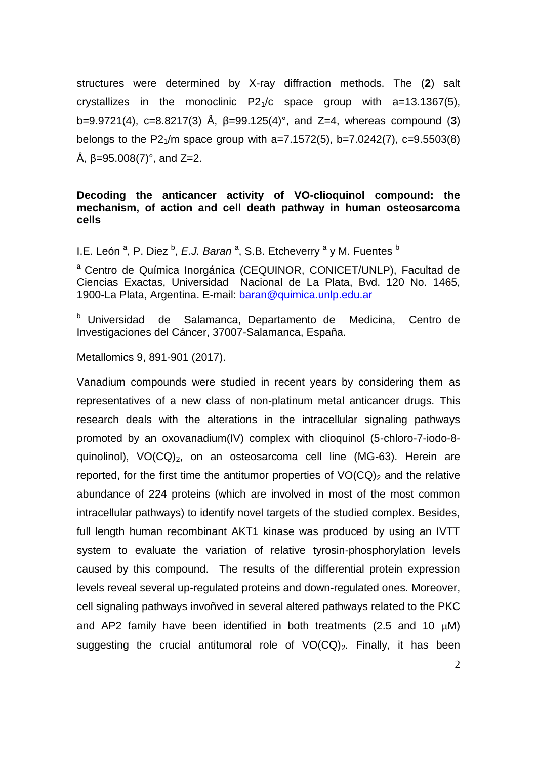structures were determined by X-ray diffraction methods. The (**2**) salt crystallizes in the monoclinic $P2_1/c$ space group with a=13.1367(5), b=9.9721(4), c=8.8217(3) Å, β=99.125(4)°, and Z=4, whereas compound (**3**) belongs to the $P2_1/m$ space group with a=7.1572(5), b=7.0242(7), c=9.5503(8) Å, β=95.008(7)°, and Z=2.

### Decoding the anticancer activity of VO-clioquinol compound: the mechanism, of action and cell death pathway in human osteosarcoma cells

I.E. León [a], P. Diez [b], *E.J. Baran* [a], S.B. Etcheverry [a] y M. Fuentes [b]

[a] Centro de Química Inorgánica (CEQUINOR, CONICET/UNLP), Facultad de Ciencias Exactas, Universidad Nacional de La Plata, Bvd. 120 No. 1465, 1900-La Plata, Argentina. E-mail: baran@quimica.unlp.edu.ar

[b] Universidad de Salamanca, Departamento de Medicina, Centro de Investigaciones del Cáncer, 37007-Salamanca, España.

Metallomics 9, 891-901 (2017).

Vanadium compounds were studied in recent years by considering them as representatives of a new class of non-platinum metal anticancer drugs. This research deals with the alterations in the intracellular signaling pathways promoted by an oxovanadium(IV) complex with clioquinol (5-chloro-7-iodo-8-quinolinol), $VO(CQ)_2$, on an osteosarcoma cell line (MG-63). Herein are reported, for the first time the antitumor properties of $VO(CQ)_2$ and the relative abundance of 224 proteins (which are involved in most of the most common intracellular pathways) to identify novel targets of the studied complex. Besides, full length human recombinant AKT1 kinase was produced by using an IVTT system to evaluate the variation of relative tyrosin-phosphorylation levels caused by this compound. The results of the differential protein expression levels reveal several up-regulated proteins and down-regulated ones. Moreover, cell signaling pathways invoñved in several altered pathways related to the PKC and AP2 family have been identified in both treatments (2.5 and 10 μM) suggesting the crucial antitumoral role of $VO(CQ)_2$. Finally, it has been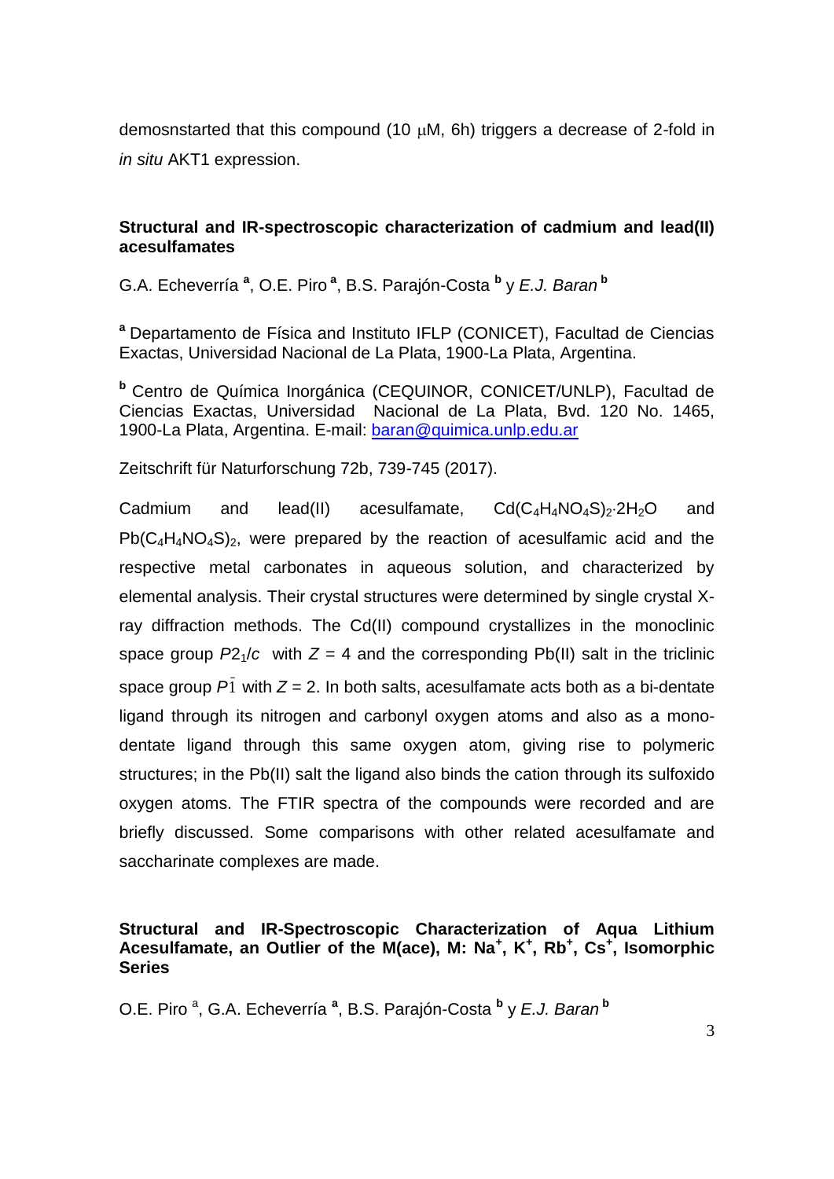demosnstarted that this compound (10 μM, 6h) triggers a decrease of 2-fold in *in situ* AKT1 expression.

**Structural and IR-spectroscopic characterization of cadmium and lead(II) acesulfamates**

G.A. Echeverría [a], O.E. Piro [a], B.S. Parajón-Costa [b] y *E.J. Baran* [b]

[a] Departamento de Física and Instituto IFLP (CONICET), Facultad de Ciencias Exactas, Universidad Nacional de La Plata, 1900-La Plata, Argentina.

[b] Centro de Química Inorgánica (CEQUINOR, CONICET/UNLP), Facultad de Ciencias Exactas, Universidad Nacional de La Plata, Bvd. 120 No. 1465, 1900-La Plata, Argentina. E-mail: baran@quimica.unlp.edu.ar

Zeitschrift für Naturforschung 72b, 739-745 (2017).

Cadmium and lead(II) acesulfamate, $Cd(C_4H_4NO_4S)_2{\cdot}2H_2O$ and $Pb(C_4H_4NO_4S)_2$, were prepared by the reaction of acesulfamic acid and the respective metal carbonates in aqueous solution, and characterized by elemental analysis. Their crystal structures were determined by single crystal X-ray diffraction methods. The Cd(II) compound crystallizes in the monoclinic space group $P2_1/c$ with $Z = 4$ and the corresponding Pb(II) salt in the triclinic space group $P\bar{1}$ with $Z = 2$. In both salts, acesulfamate acts both as a bi-dentate ligand through its nitrogen and carbonyl oxygen atoms and also as a mono-dentate ligand through this same oxygen atom, giving rise to polymeric structures; in the Pb(II) salt the ligand also binds the cation through its sulfoxido oxygen atoms. The FTIR spectra of the compounds were recorded and are briefly discussed. Some comparisons with other related acesulfamate and saccharinate complexes are made.

**Structural and IR-Spectroscopic Characterization of Aqua Lithium Acesulfamate, an Outlier of the M(ace), M: $Na^+$, $K^+$, $Rb^+$, $Cs^+$, Isomorphic Series**

O.E. Piro [a], G.A. Echeverría [a], B.S. Parajón-Costa [b] y *E.J. Baran* [b]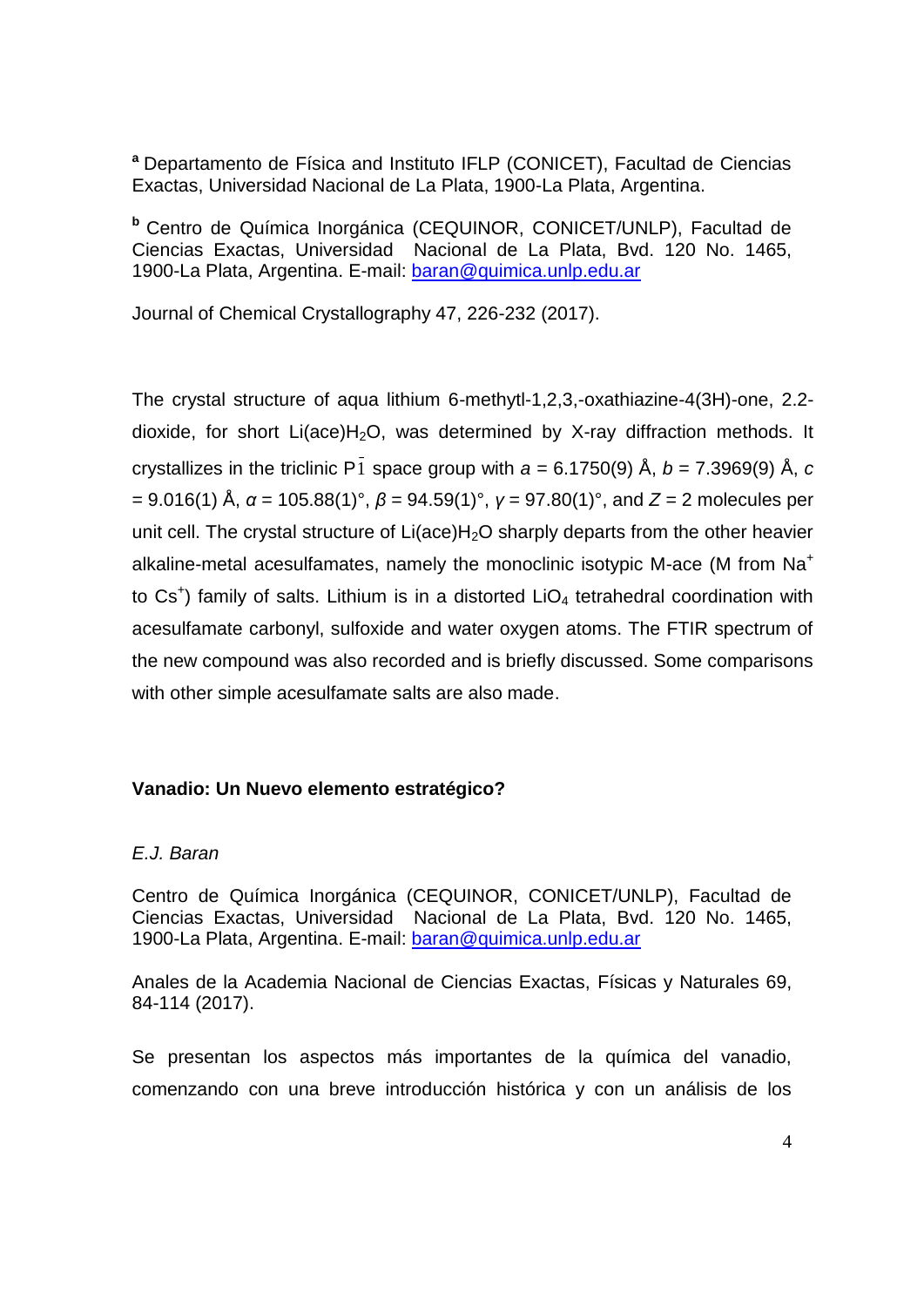[a] Departamento de Física and Instituto IFLP (CONICET), Facultad de Ciencias Exactas, Universidad Nacional de La Plata, 1900-La Plata, Argentina.

[b] Centro de Química Inorgánica (CEQUINOR, CONICET/UNLP), Facultad de Ciencias Exactas, Universidad Nacional de La Plata, Bvd. 120 No. 1465, 1900-La Plata, Argentina. E-mail: baran@quimica.unlp.edu.ar

Journal of Chemical Crystallography 47, 226-232 (2017).

The crystal structure of aqua lithium 6-methytl-1,2,3,-oxathiazine-4(3H)-one, 2.2-dioxide, for short Li(ace)$H_2O$, was determined by X-ray diffraction methods. It crystallizes in the triclinic $P\bar{1}$ space group with $a$ = 6.1750(9) Å, $b$ = 7.3969(9) Å, $c$ = 9.016(1) Å, $\alpha$ = 105.88(1)°, $\beta$ = 94.59(1)°, $\gamma$ = 97.80(1)°, and $Z$ = 2 molecules per unit cell. The crystal structure of Li(ace)$H_2O$ sharply departs from the other heavier alkaline-metal acesulfamates, namely the monoclinic isotypic M-ace (M from $Na^+$ to $Cs^+$) family of salts. Lithium is in a distorted $LiO_4$ tetrahedral coordination with acesulfamate carbonyl, sulfoxide and water oxygen atoms. The FTIR spectrum of the new compound was also recorded and is briefly discussed. Some comparisons with other simple acesulfamate salts are also made.

**Vanadio: Un Nuevo elemento estratégico?**

*E.J. Baran*

Centro de Química Inorgánica (CEQUINOR, CONICET/UNLP), Facultad de Ciencias Exactas, Universidad Nacional de La Plata, Bvd. 120 No. 1465, 1900-La Plata, Argentina. E-mail: baran@quimica.unlp.edu.ar

Anales de la Academia Nacional de Ciencias Exactas, Físicas y Naturales 69, 84-114 (2017).

Se presentan los aspectos más importantes de la química del vanadio, comenzando con una breve introducción histórica y con un análisis de los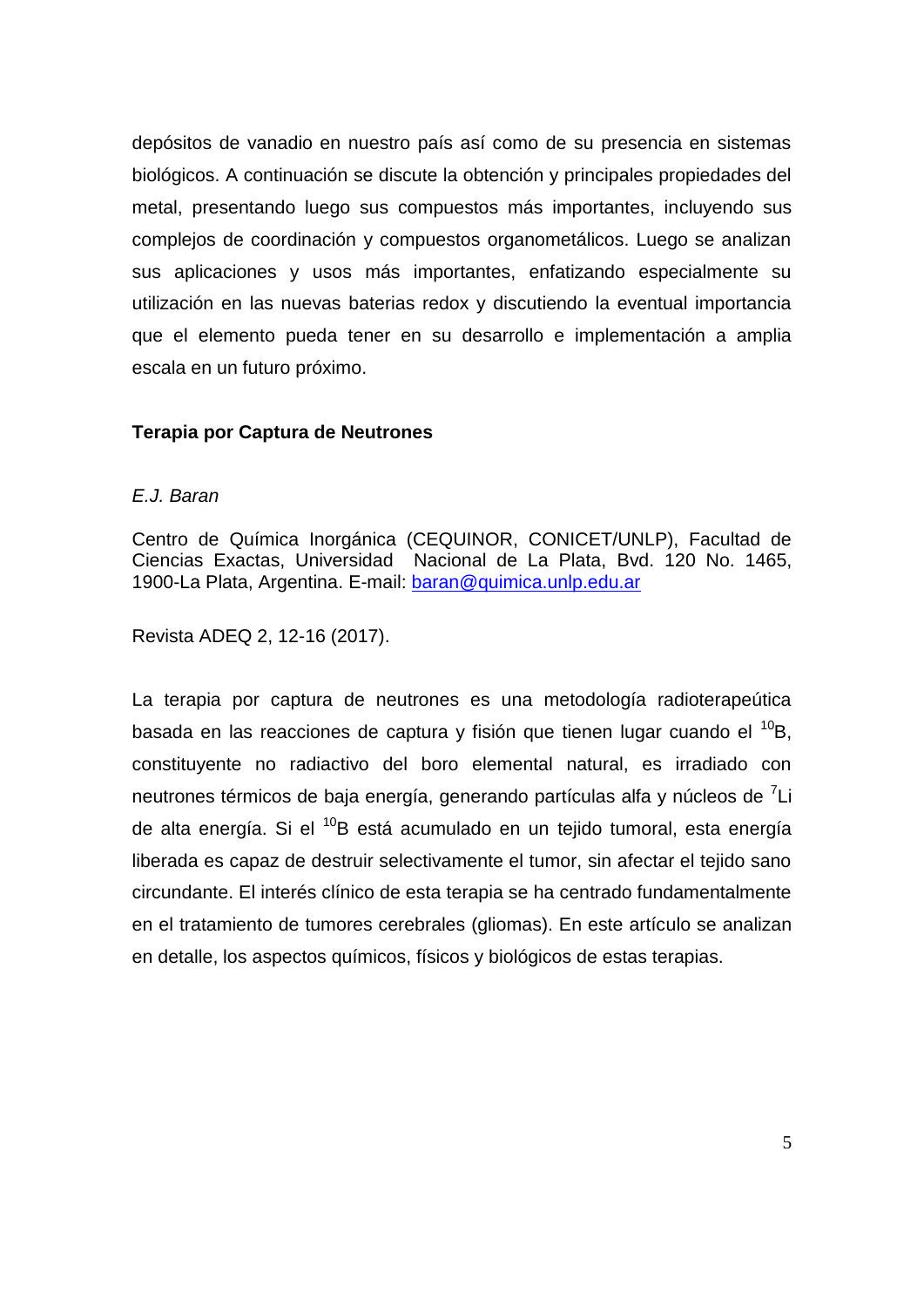depósitos de vanadio en nuestro país así como de su presencia en sistemas biológicos. A continuación se discute la obtención y principales propiedades del metal, presentando luego sus compuestos más importantes, incluyendo sus complejos de coordinación y compuestos organometálicos. Luego se analizan sus aplicaciones y usos más importantes, enfatizando especialmente su utilización en las nuevas baterias redox y discutiendo la eventual importancia que el elemento pueda tener en su desarrollo e implementación a amplia escala en un futuro próximo.

## Terapia por Captura de Neutrones

*E.J. Baran*

Centro de Química Inorgánica (CEQUINOR, CONICET/UNLP), Facultad de Ciencias Exactas, Universidad Nacional de La Plata, Bvd. 120 No. 1465, 1900-La Plata, Argentina. E-mail: baran@quimica.unlp.edu.ar

Revista ADEQ 2, 12-16 (2017).

La terapia por captura de neutrones es una metodología radioterapeútica basada en las reacciones de captura y fisión que tienen lugar cuando el $^{10}B$, constituyente no radiactivo del boro elemental natural, es irradiado con neutrones térmicos de baja energía, generando partículas alfa y núcleos de $^{7}Li$ de alta energía. Si el $^{10}B$ está acumulado en un tejido tumoral, esta energía liberada es capaz de destruir selectivamente el tumor, sin afectar el tejido sano circundante. El interés clínico de esta terapia se ha centrado fundamentalmente en el tratamiento de tumores cerebrales (gliomas). En este artículo se analizan en detalle, los aspectos químicos, físicos y biológicos de estas terapias.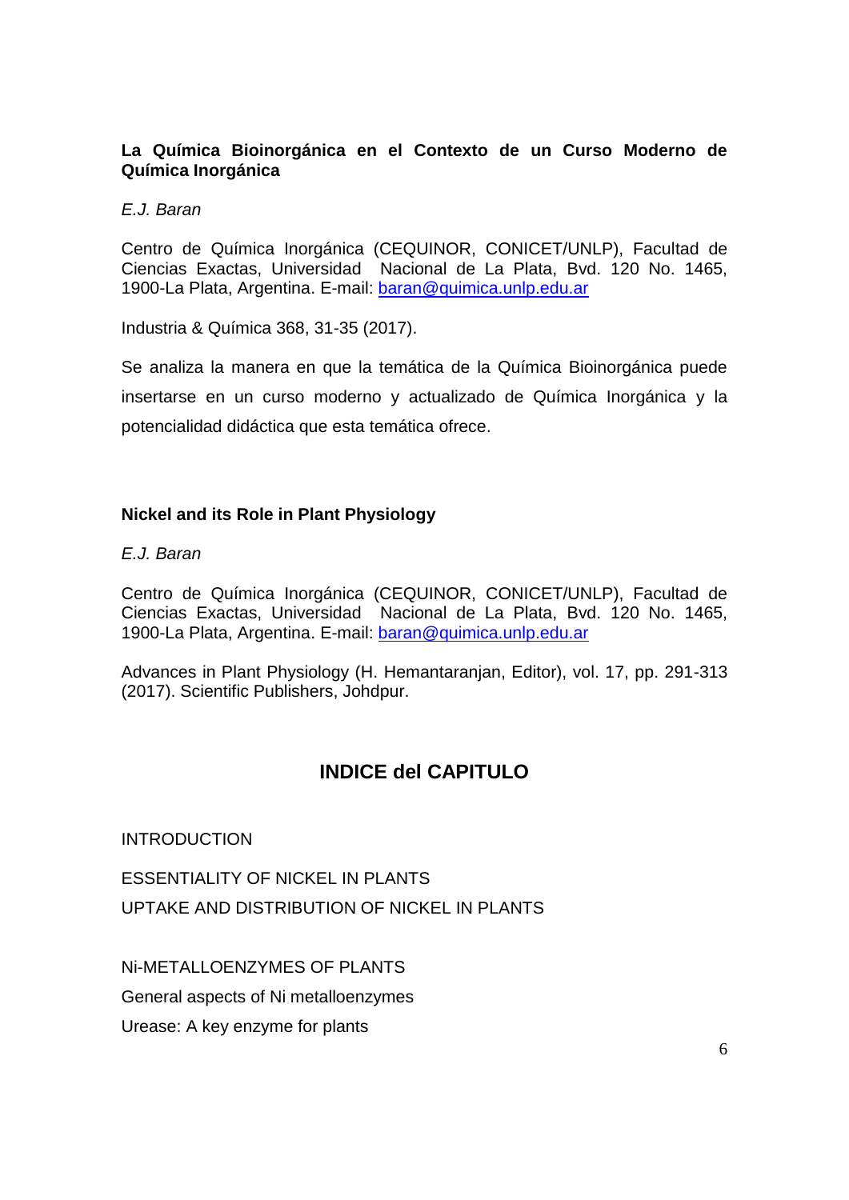**La Química Bioinorgánica en el Contexto de un Curso Moderno de Química Inorgánica**

*E.J. Baran*

Centro de Química Inorgánica (CEQUINOR, CONICET/UNLP), Facultad de Ciencias Exactas, Universidad Nacional de La Plata, Bvd. 120 No. 1465, 1900-La Plata, Argentina. E-mail: baran@quimica.unlp.edu.ar

Industria & Química 368, 31-35 (2017).

Se analiza la manera en que la temática de la Química Bioinorgánica puede insertarse en un curso moderno y actualizado de Química Inorgánica y la potencialidad didáctica que esta temática ofrece.

**Nickel and its Role in Plant Physiology**

*E.J. Baran*

Centro de Química Inorgánica (CEQUINOR, CONICET/UNLP), Facultad de Ciencias Exactas, Universidad Nacional de La Plata, Bvd. 120 No. 1465, 1900-La Plata, Argentina. E-mail: baran@quimica.unlp.edu.ar

Advances in Plant Physiology (H. Hemantaranjan, Editor), vol. 17, pp. 291-313 (2017). Scientific Publishers, Johdpur.

## INDICE del CAPITULO

INTRODUCTION

ESSENTIALITY OF NICKEL IN PLANTS

UPTAKE AND DISTRIBUTION OF NICKEL IN PLANTS

Ni-METALLOENZYMES OF PLANTS

General aspects of Ni metalloenzymes

Urease: A key enzyme for plants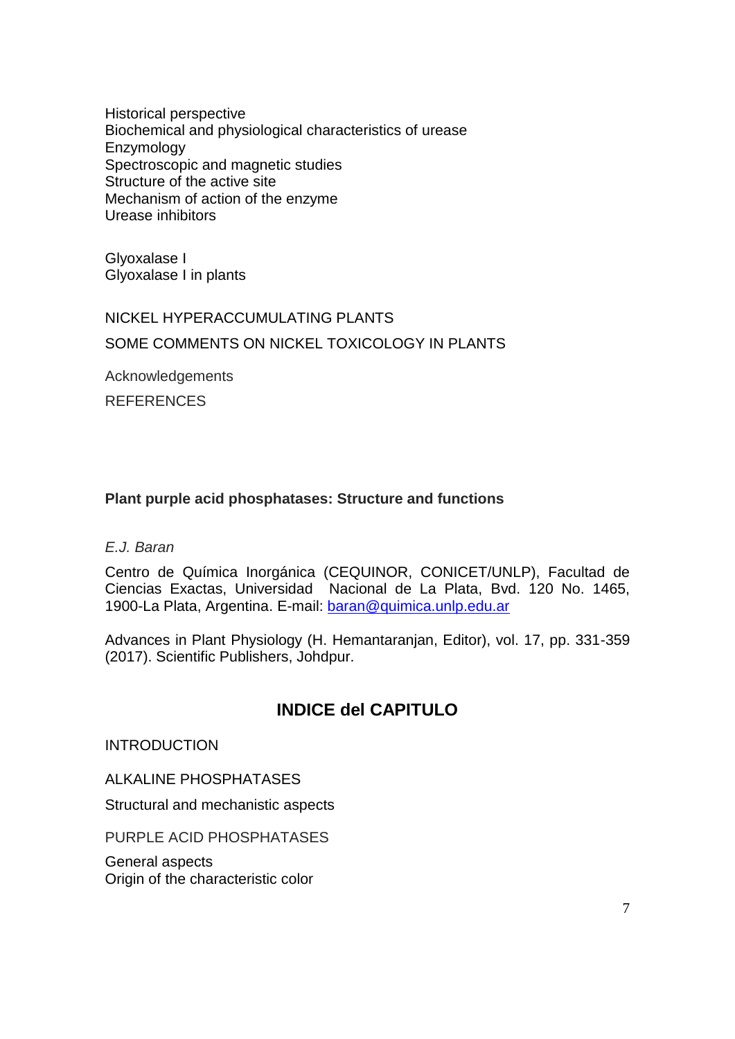Historical perspective
Biochemical and physiological characteristics of urease
Enzymology
Spectroscopic and magnetic studies
Structure of the active site
Mechanism of action of the enzyme
Urease inhibitors

Glyoxalase I
Glyoxalase I in plants

NICKEL HYPERACCUMULATING PLANTS

SOME COMMENTS ON NICKEL TOXICOLOGY IN PLANTS

Acknowledgements

REFERENCES

**Plant purple acid phosphatases: Structure and functions**

*E.J. Baran*

Centro de Química Inorgánica (CEQUINOR, CONICET/UNLP), Facultad de Ciencias Exactas, Universidad Nacional de La Plata, Bvd. 120 No. 1465, 1900-La Plata, Argentina. E-mail: baran@quimica.unlp.edu.ar

Advances in Plant Physiology (H. Hemantaranjan, Editor), vol. 17, pp. 331-359 (2017). Scientific Publishers, Johdpur.

## INDICE del CAPITULO

INTRODUCTION

ALKALINE PHOSPHATASES

Structural and mechanistic aspects

PURPLE ACID PHOSPHATASES

General aspects
Origin of the characteristic color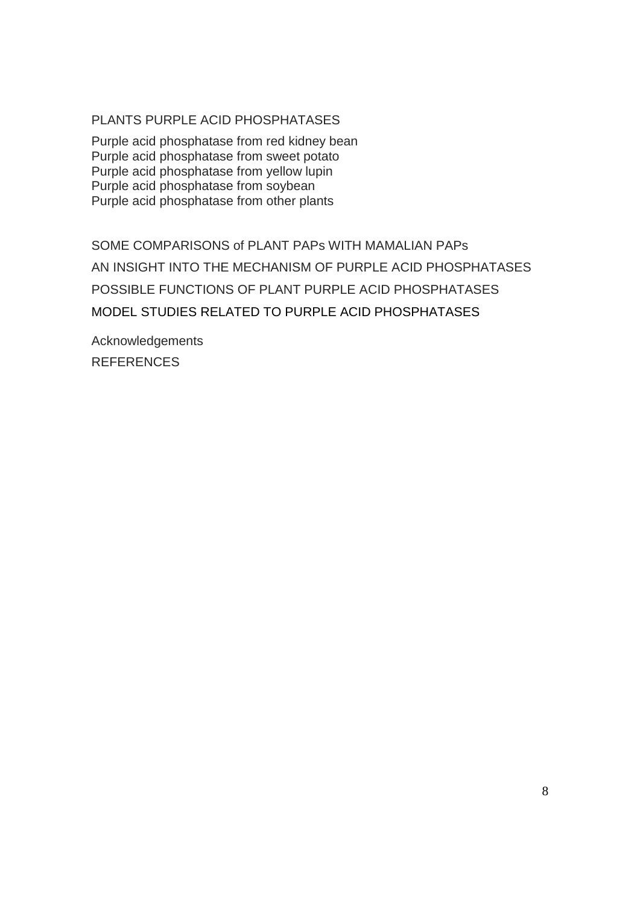PLANTS PURPLE ACID PHOSPHATASES

Purple acid phosphatase from red kidney bean
Purple acid phosphatase from sweet potato
Purple acid phosphatase from yellow lupin
Purple acid phosphatase from soybean
Purple acid phosphatase from other plants

SOME COMPARISONS of PLANT PAPs WITH MAMALIAN PAPs

AN INSIGHT INTO THE MECHANISM OF PURPLE ACID PHOSPHATASES

POSSIBLE FUNCTIONS OF PLANT PURPLE ACID PHOSPHATASES

MODEL STUDIES RELATED TO PURPLE ACID PHOSPHATASES

Acknowledgements

REFERENCES